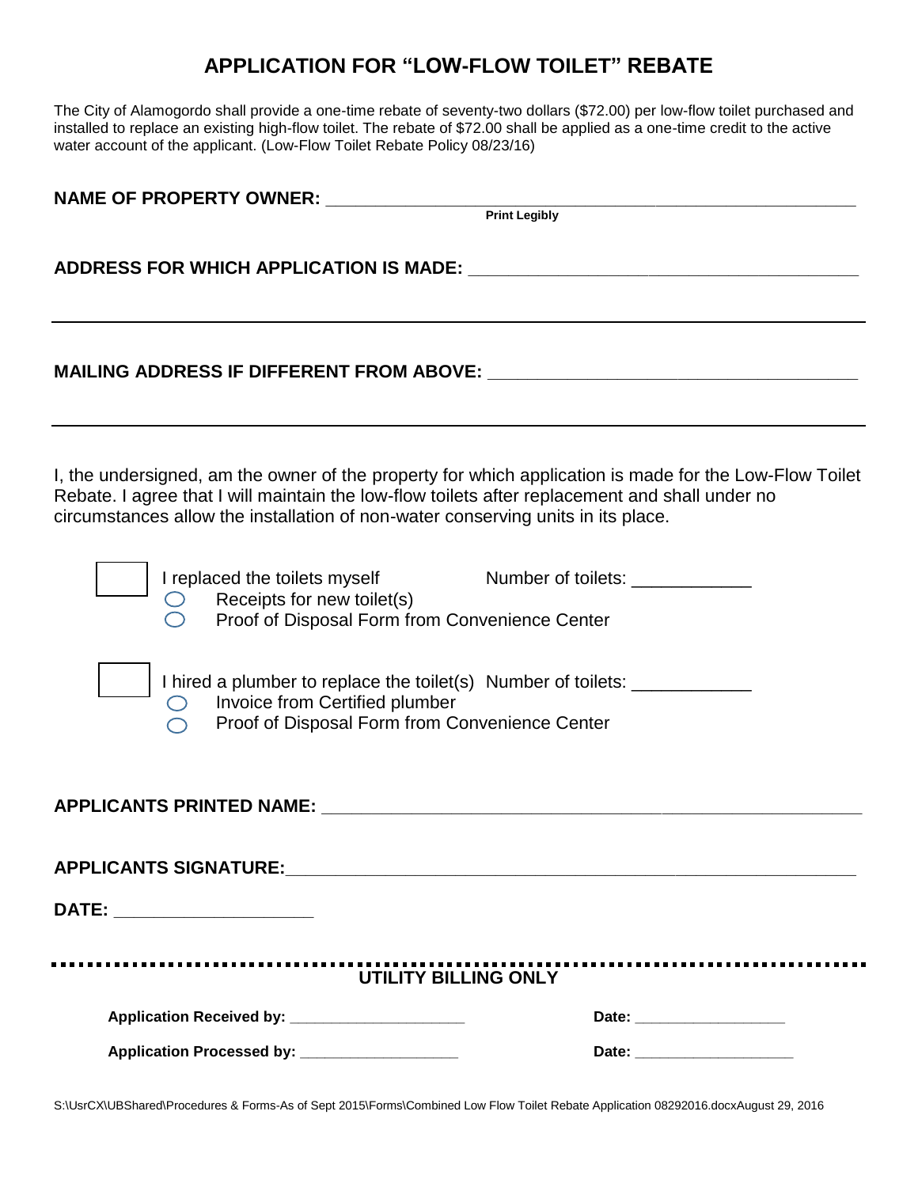# APPLICATION FOR "LOW-FLOW TOILET" REBATE

The City of Alamogordo shall provide a one-time rebate of seventy-two dollars ($72.00) per low-flow toilet purchased and installed to replace an existing high-flow toilet. The rebate of $72.00 shall be applied as a one-time credit to the active water account of the applicant. (Low-Flow Toilet Rebate Policy 08/23/16)

**NAME OF PROPERTY OWNER:** ______________________________________________
**Print Legibly**

**ADDRESS FOR WHICH APPLICATION IS MADE:** ______________________________

______________________________________________________________________

**MAILING ADDRESS IF DIFFERENT FROM ABOVE:** ____________________________

______________________________________________________________________

I, the undersigned, am the owner of the property for which application is made for the Low-Flow Toilet Rebate. I agree that I will maintain the low-flow toilets after replacement and shall under no circumstances allow the installation of non-water conserving units in its place.

☐ I replaced the toilets myself  Number of toilets: ____________
- ◯ Receipts for new toilet(s)
- ◯ Proof of Disposal Form from Convenience Center

☐ I hired a plumber to replace the toilet(s)  Number of toilets: ____________
- ◯ Invoice from Certified plumber
- ◯ Proof of Disposal Form from Convenience Center

**APPLICANTS PRINTED NAME:** ____________________________________________

**APPLICANTS SIGNATURE:** _______________________________________________

**DATE:** ____________________

---

**UTILITY BILLING ONLY**

**Application Received by:** ____________________  **Date:** __________________

**Application Processed by:** __________________  **Date:** ___________________

S:\UsrCX\UBShared\Procedures & Forms-As of Sept 2015\Forms\Combined Low Flow Toilet Rebate Application 08292016.docxAugust 29, 2016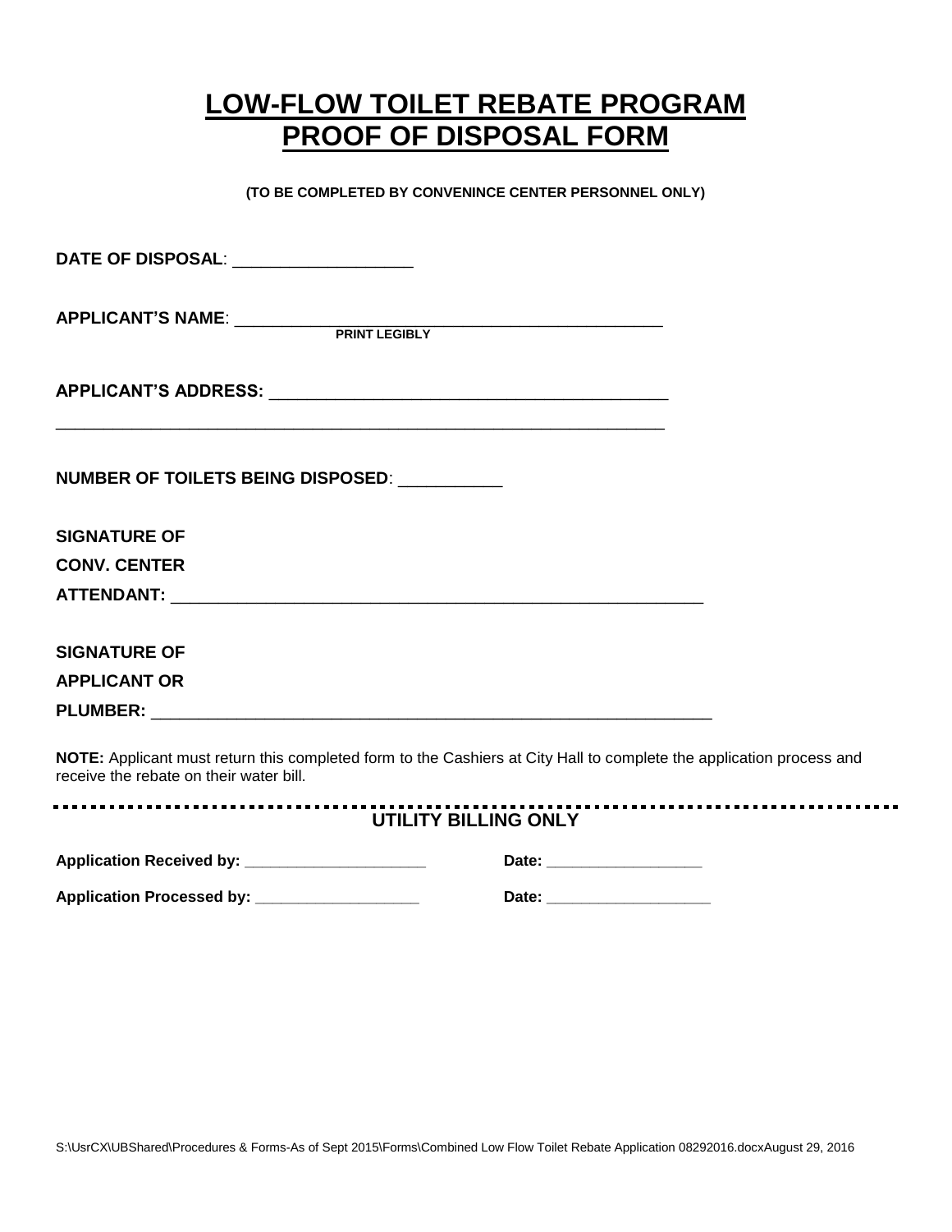# LOW-FLOW TOILET REBATE PROGRAM
# PROOF OF DISPOSAL FORM

**(TO BE COMPLETED BY CONVENINCE CENTER PERSONNEL ONLY)**

**DATE OF DISPOSAL**: ___________________

**APPLICANT'S NAME**: _______________________________________________
PRINT LEGIBLY

**APPLICANT'S ADDRESS:** ___________________________________________

_________________________________________________________________

**NUMBER OF TOILETS BEING DISPOSED**: ___________

**SIGNATURE OF CONV. CENTER ATTENDANT:** __________________________________________________________

**SIGNATURE OF APPLICANT OR PLUMBER:** _____________________________________________________________

**NOTE:** Applicant must return this completed form to the Cashiers at City Hall to complete the application process and receive the rebate on their water bill.

---

## UTILITY BILLING ONLY

**Application Received by:** _____________________ **Date:** __________________

**Application Processed by:** ___________________ **Date:** ___________________

S:\UsrCX\UBShared\Procedures & Forms-As of Sept 2015\Forms\Combined Low Flow Toilet Rebate Application 08292016.docxAugust 29, 2016